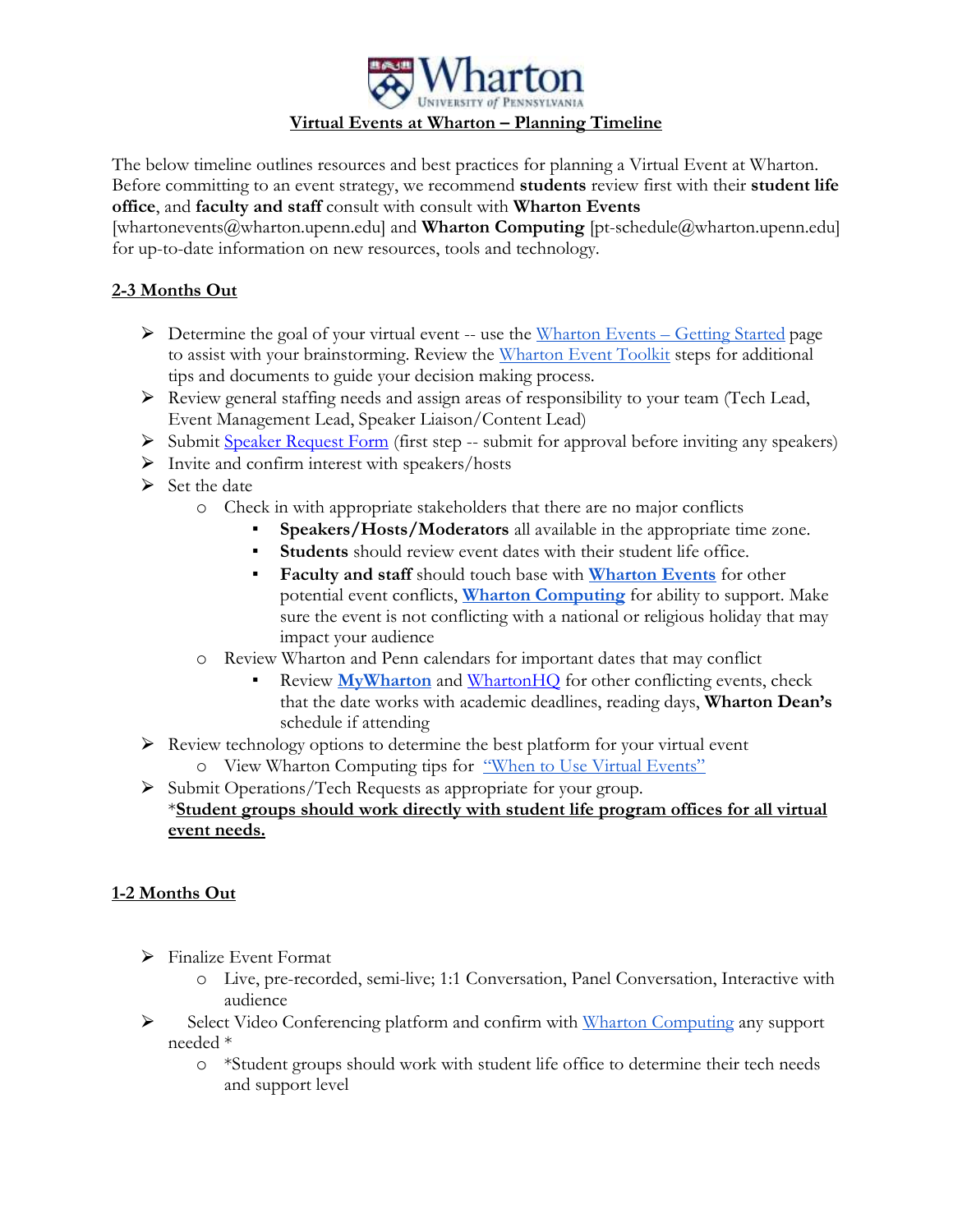# Virtual Events at Wharton – Planning Timeline

The below timeline outlines resources and best practices for planning a Virtual Event at Wharton. Before committing to an event strategy, we recommend **students** review first with their **student life office**, and **faculty and staff** consult with consult with **Wharton Events** [whartonevents@wharton.upenn.edu] and **Wharton Computing** [pt-schedule@wharton.upenn.edu] for up-to-date information on new resources, tools and technology.

## 2-3 Months Out

- Determine the goal of your virtual event -- use the Wharton Events – Getting Started page to assist with your brainstorming. Review the Wharton Event Toolkit steps for additional tips and documents to guide your decision making process.
- Review general staffing needs and assign areas of responsibility to your team (Tech Lead, Event Management Lead, Speaker Liaison/Content Lead)
- Submit Speaker Request Form (first step -- submit for approval before inviting any speakers)
- Invite and confirm interest with speakers/hosts
- Set the date
  - Check in with appropriate stakeholders that there are no major conflicts
    - **Speakers/Hosts/Moderators** all available in the appropriate time zone.
    - **Students** should review event dates with their student life office.
    - **Faculty and staff** should touch base with **Wharton Events** for other potential event conflicts, **Wharton Computing** for ability to support. Make sure the event is not conflicting with a national or religious holiday that may impact your audience
  - Review Wharton and Penn calendars for important dates that may conflict
    - Review **MyWharton** and WhartonHQ for other conflicting events, check that the date works with academic deadlines, reading days, **Wharton Dean's** schedule if attending
- Review technology options to determine the best platform for your virtual event
  - View Wharton Computing tips for "When to Use Virtual Events"
- Submit Operations/Tech Requests as appropriate for your group.
  *<u>**Student groups should work directly with student life program offices for all virtual event needs.**</u>

## 1-2 Months Out

- Finalize Event Format
  - Live, pre-recorded, semi-live; 1:1 Conversation, Panel Conversation, Interactive with audience
- Select Video Conferencing platform and confirm with Wharton Computing any support needed *
  - *Student groups should work with student life office to determine their tech needs and support level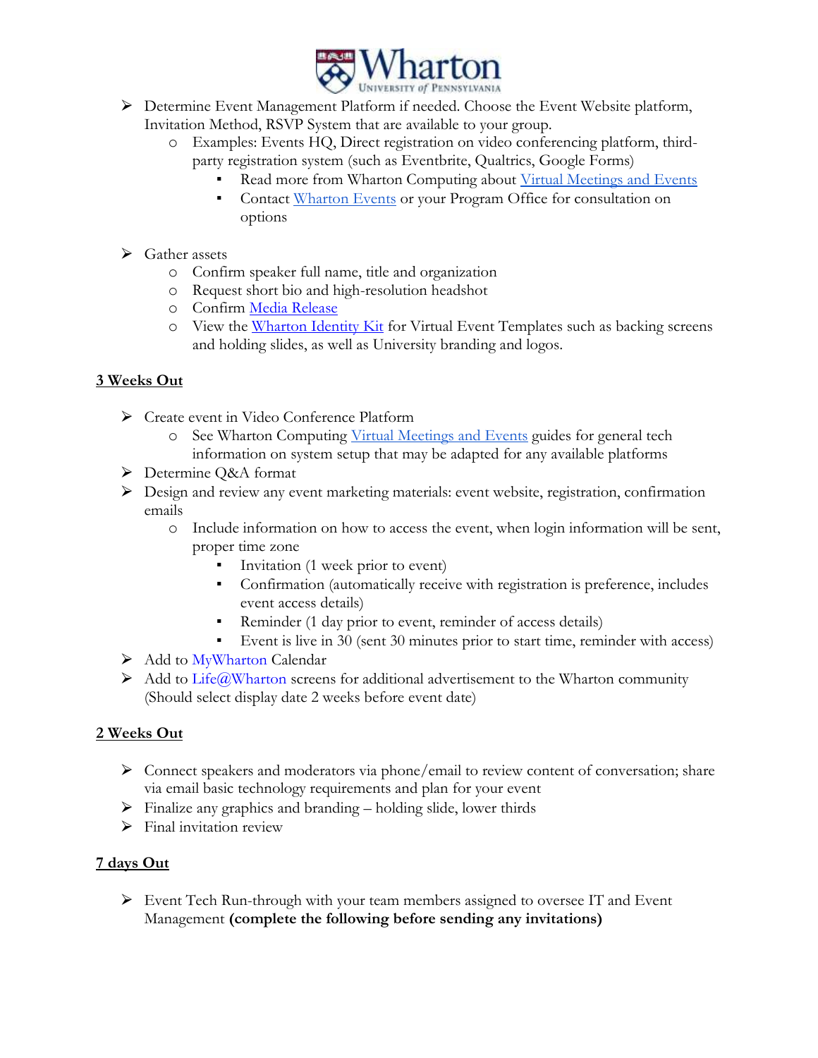- Determine Event Management Platform if needed. Choose the Event Website platform, Invitation Method, RSVP System that are available to your group.
  - Examples: Events HQ, Direct registration on video conferencing platform, third-party registration system (such as Eventbrite, Qualtrics, Google Forms)
    - Read more from Wharton Computing about Virtual Meetings and Events
    - Contact Wharton Events or your Program Office for consultation on options

- Gather assets
  - Confirm speaker full name, title and organization
  - Request short bio and high-resolution headshot
  - Confirm Media Release
  - View the Wharton Identity Kit for Virtual Event Templates such as backing screens and holding slides, as well as University branding and logos.

## 3 Weeks Out

- Create event in Video Conference Platform
  - See Wharton Computing Virtual Meetings and Events guides for general tech information on system setup that may be adapted for any available platforms
- Determine Q&A format
- Design and review any event marketing materials: event website, registration, confirmation emails
  - Include information on how to access the event, when login information will be sent, proper time zone
    - Invitation (1 week prior to event)
    - Confirmation (automatically receive with registration is preference, includes event access details)
    - Reminder (1 day prior to event, reminder of access details)
    - Event is live in 30 (sent 30 minutes prior to start time, reminder with access)
- Add to MyWharton Calendar
- Add to Life@Wharton screens for additional advertisement to the Wharton community (Should select display date 2 weeks before event date)

## 2 Weeks Out

- Connect speakers and moderators via phone/email to review content of conversation; share via email basic technology requirements and plan for your event
- Finalize any graphics and branding – holding slide, lower thirds
- Final invitation review

## 7 days Out

- Event Tech Run-through with your team members assigned to oversee IT and Event Management **(complete the following before sending any invitations)**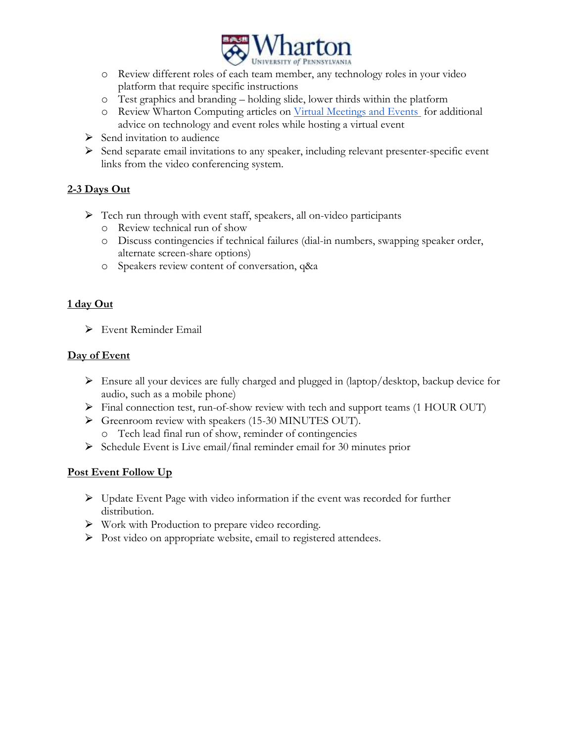- Review different roles of each team member, any technology roles in your video platform that require specific instructions
  - Test graphics and branding – holding slide, lower thirds within the platform
  - Review Wharton Computing articles on [Virtual Meetings and Events](#) for additional advice on technology and event roles while hosting a virtual event
- Send invitation to audience
- Send separate email invitations to any speaker, including relevant presenter-specific event links from the video conferencing system.

**<u>2-3 Days Out</u>**

- Tech run through with event staff, speakers, all on-video participants
  - Review technical run of show
  - Discuss contingencies if technical failures (dial-in numbers, swapping speaker order, alternate screen-share options)
  - Speakers review content of conversation, q&a

**<u>1 day Out</u>**

- Event Reminder Email

**<u>Day of Event</u>**

- Ensure all your devices are fully charged and plugged in (laptop/desktop, backup device for audio, such as a mobile phone)
- Final connection test, run-of-show review with tech and support teams (1 HOUR OUT)
- Greenroom review with speakers (15-30 MINUTES OUT).
  - Tech lead final run of show, reminder of contingencies
- Schedule Event is Live email/final reminder email for 30 minutes prior

**<u>Post Event Follow Up</u>**

- Update Event Page with video information if the event was recorded for further distribution.
- Work with Production to prepare video recording.
- Post video on appropriate website, email to registered attendees.